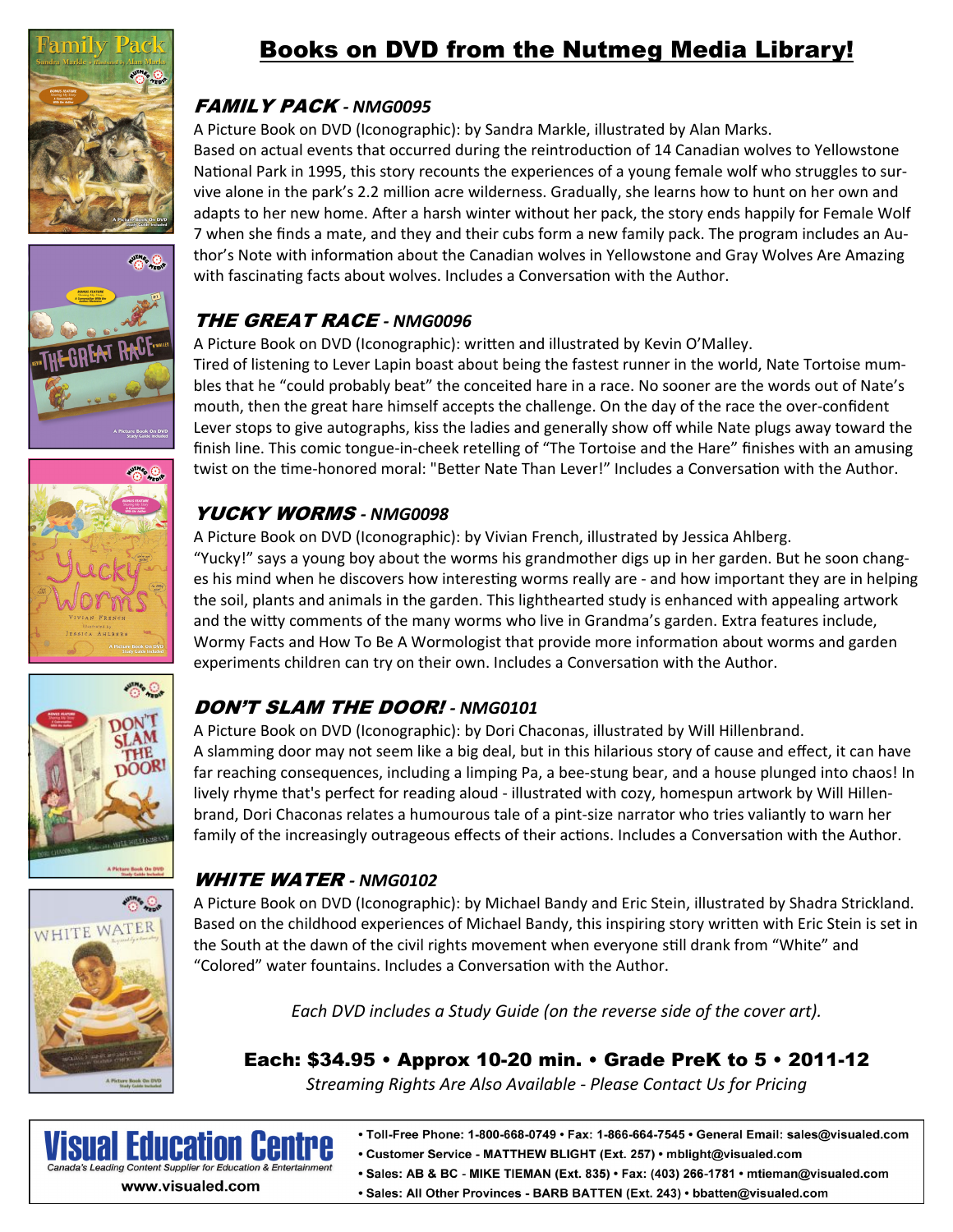# Books on DVD from the Nutmeg Media Library!

## *FAMILY PACK - NMG0095*

A Picture Book on DVD (Iconographic): by Sandra Markle, illustrated by Alan Marks.
Based on actual events that occurred during the reintroduction of 14 Canadian wolves to Yellowstone National Park in 1995, this story recounts the experiences of a young female wolf who struggles to survive alone in the park's 2.2 million acre wilderness. Gradually, she learns how to hunt on her own and adapts to her new home. After a harsh winter without her pack, the story ends happily for Female Wolf 7 when she finds a mate, and they and their cubs form a new family pack. The program includes an Author's Note with information about the Canadian wolves in Yellowstone and Gray Wolves Are Amazing with fascinating facts about wolves. Includes a Conversation with the Author.

## *THE GREAT RACE - NMG0096*

A Picture Book on DVD (Iconographic): written and illustrated by Kevin O'Malley.
Tired of listening to Lever Lapin boast about being the fastest runner in the world, Nate Tortoise mumbles that he "could probably beat" the conceited hare in a race. No sooner are the words out of Nate's mouth, then the great hare himself accepts the challenge. On the day of the race the over-confident Lever stops to give autographs, kiss the ladies and generally show off while Nate plugs away toward the finish line. This comic tongue-in-cheek retelling of "The Tortoise and the Hare" finishes with an amusing twist on the time-honored moral: "Better Nate Than Lever!" Includes a Conversation with the Author.

## *YUCKY WORMS - NMG0098*

A Picture Book on DVD (Iconographic): by Vivian French, illustrated by Jessica Ahlberg.
"Yucky!" says a young boy about the worms his grandmother digs up in her garden. But he soon changes his mind when he discovers how interesting worms really are - and how important they are in helping the soil, plants and animals in the garden. This lighthearted study is enhanced with appealing artwork and the witty comments of the many worms who live in Grandma's garden. Extra features include, Wormy Facts and How To Be A Wormologist that provide more information about worms and garden experiments children can try on their own. Includes a Conversation with the Author.

## *DON'T SLAM THE DOOR! - NMG0101*

A Picture Book on DVD (Iconographic): by Dori Chaconas, illustrated by Will Hillenbrand.
A slamming door may not seem like a big deal, but in this hilarious story of cause and effect, it can have far reaching consequences, including a limping Pa, a bee-stung bear, and a house plunged into chaos! In lively rhyme that's perfect for reading aloud - illustrated with cozy, homespun artwork by Will Hillenbrand, Dori Chaconas relates a humourous tale of a pint-size narrator who tries valiantly to warn her family of the increasingly outrageous effects of their actions. Includes a Conversation with the Author.

## *WHITE WATER - NMG0102*

A Picture Book on DVD (Iconographic): by Michael Bandy and Eric Stein, illustrated by Shadra Strickland.
Based on the childhood experiences of Michael Bandy, this inspiring story written with Eric Stein is set in the South at the dawn of the civil rights movement when everyone still drank from "White" and "Colored" water fountains. Includes a Conversation with the Author.

*Each DVD includes a Study Guide (on the reverse side of the cover art).*

**Each: $34.95 • Approx 10-20 min. • Grade PreK to 5 • 2011-12**

*Streaming Rights Are Also Available - Please Contact Us for Pricing*

**Visual Education Centre**
Canada's Leading Content Supplier for Education & Entertainment
www.visualed.com

- Toll-Free Phone: 1-800-668-0749 • Fax: 1-866-664-7545 • General Email: sales@visualed.com
- Customer Service - MATTHEW BLIGHT (Ext. 257) • mblight@visualed.com
- Sales: AB & BC - MIKE TIEMAN (Ext. 835) • Fax: (403) 266-1781 • mtieman@visualed.com
- Sales: All Other Provinces - BARB BATTEN (Ext. 243) • bbatten@visualed.com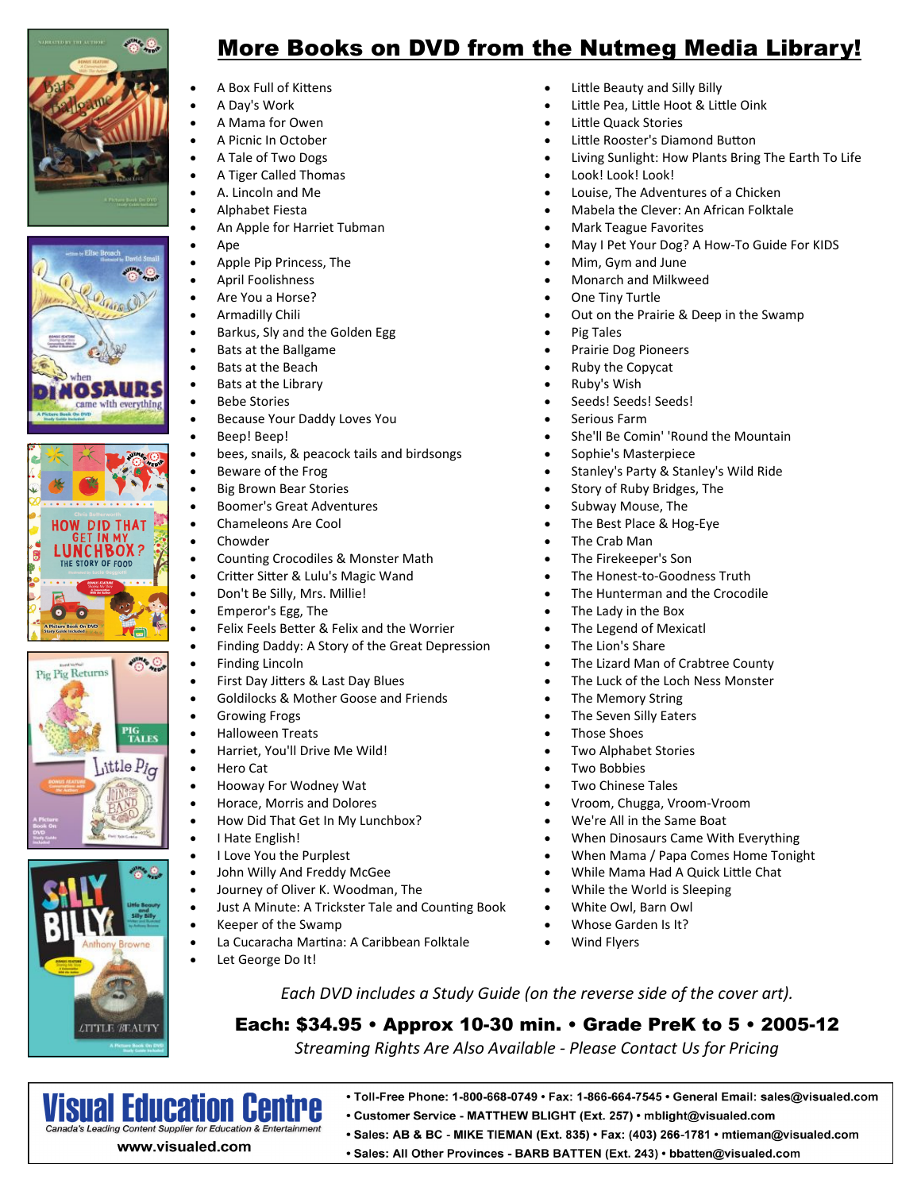# More Books on DVD from the Nutmeg Media Library!

- A Box Full of Kittens
- A Day's Work
- A Mama for Owen
- A Picnic In October
- A Tale of Two Dogs
- A Tiger Called Thomas
- A. Lincoln and Me
- Alphabet Fiesta
- An Apple for Harriet Tubman
- Ape
- Apple Pip Princess, The
- April Foolishness
- Are You a Horse?
- Armadilly Chili
- Barkus, Sly and the Golden Egg
- Bats at the Ballgame
- Bats at the Beach
- Bats at the Library
- Bebe Stories
- Because Your Daddy Loves You
- Beep! Beep!
- bees, snails, & peacock tails and birdsongs
- Beware of the Frog
- Big Brown Bear Stories
- Boomer's Great Adventures
- Chameleons Are Cool
- Chowder
- Counting Crocodiles & Monster Math
- Critter Sitter & Lulu's Magic Wand
- Don't Be Silly, Mrs. Millie!
- Emperor's Egg, The
- Felix Feels Better & Felix and the Worrier
- Finding Daddy: A Story of the Great Depression
- Finding Lincoln
- First Day Jitters & Last Day Blues
- Goldilocks & Mother Goose and Friends
- Growing Frogs
- Halloween Treats
- Harriet, You'll Drive Me Wild!
- Hero Cat
- Hooway For Wodney Wat
- Horace, Morris and Dolores
- How Did That Get In My Lunchbox?
- I Hate English!
- I Love You the Purplest
- John Willy And Freddy McGee
- Journey of Oliver K. Woodman, The
- Just A Minute: A Trickster Tale and Counting Book
- Keeper of the Swamp
- La Cucaracha Martina: A Caribbean Folktale
- Let George Do It!
- Little Beauty and Silly Billy
- Little Pea, Little Hoot & Little Oink
- Little Quack Stories
- Little Rooster's Diamond Button
- Living Sunlight: How Plants Bring The Earth To Life
- Look! Look! Look!
- Louise, The Adventures of a Chicken
- Mabela the Clever: An African Folktale
- Mark Teague Favorites
- May I Pet Your Dog? A How-To Guide For KIDS
- Mim, Gym and June
- Monarch and Milkweed
- One Tiny Turtle
- Out on the Prairie & Deep in the Swamp
- Pig Tales
- Prairie Dog Pioneers
- Ruby the Copycat
- Ruby's Wish
- Seeds! Seeds! Seeds!
- Serious Farm
- She'll Be Comin' 'Round the Mountain
- Sophie's Masterpiece
- Stanley's Party & Stanley's Wild Ride
- Story of Ruby Bridges, The
- Subway Mouse, The
- The Best Place & Hog-Eye
- The Crab Man
- The Firekeeper's Son
- The Honest-to-Goodness Truth
- The Hunterman and the Crocodile
- The Lady in the Box
- The Legend of Mexicatl
- The Lion's Share
- The Lizard Man of Crabtree County
- The Luck of the Loch Ness Monster
- The Memory String
- The Seven Silly Eaters
- Those Shoes
- Two Alphabet Stories
- Two Bobbies
- Two Chinese Tales
- Vroom, Chugga, Vroom-Vroom
- We're All in the Same Boat
- When Dinosaurs Came With Everything
- When Mama / Papa Comes Home Tonight
- While Mama Had A Quick Little Chat
- While the World is Sleeping
- White Owl, Barn Owl
- Whose Garden Is It?
- Wind Flyers

*Each DVD includes a Study Guide (on the reverse side of the cover art).*

**Each: $34.95 • Approx 10-30 min. • Grade PreK to 5 • 2005-12**

*Streaming Rights Are Also Available - Please Contact Us for Pricing*

**Visual Education Centre**
Canada's Leading Content Supplier for Education & Entertainment
www.visualed.com

- Toll-Free Phone: 1-800-668-0749 • Fax: 1-866-664-7545 • General Email: sales@visualed.com
- Customer Service - MATTHEW BLIGHT (Ext. 257) • mblight@visualed.com
- Sales: AB & BC - MIKE TIEMAN (Ext. 835) • Fax: (403) 266-1781 • mtieman@visualed.com
- Sales: All Other Provinces - BARB BATTEN (Ext. 243) • bbatten@visualed.com